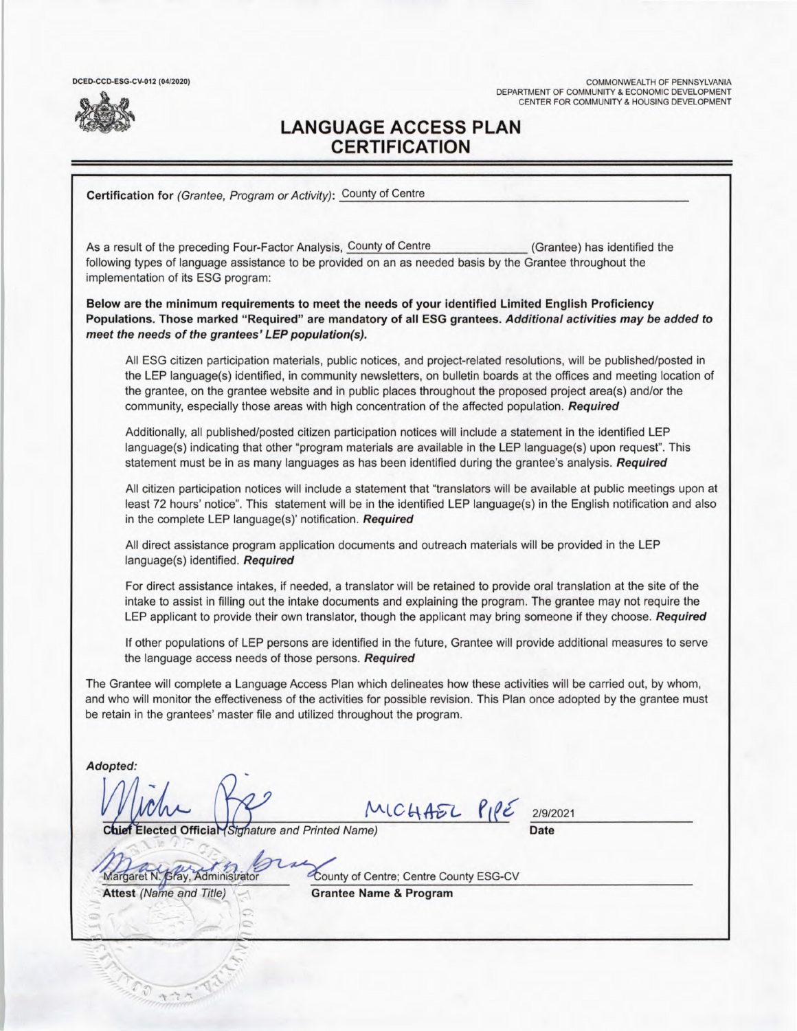DCED-CCD-ESG-CV-012 (04/2020)

COMMONWEALTH OF PENNSYLVANIA
DEPARTMENT OF COMMUNITY & ECONOMIC DEVELOPMENT
CENTER FOR COMMUNITY & HOUSING DEVELOPMENT

# LANGUAGE ACCESS PLAN CERTIFICATION

**Certification for** *(Grantee, Program or Activity)*: County of Centre

As a result of the preceding Four-Factor Analysis, County of Centre (Grantee) has identified the following types of language assistance to be provided on an as needed basis by the Grantee throughout the implementation of its ESG program:

**Below are the minimum requirements to meet the needs of your identified Limited English Proficiency Populations. Those marked "Required" are mandatory of all ESG grantees.** ***Additional activities may be added to meet the needs of the grantees' LEP population(s).***

All ESG citizen participation materials, public notices, and project-related resolutions, will be published/posted in the LEP language(s) identified, in community newsletters, on bulletin boards at the offices and meeting location of the grantee, on the grantee website and in public places throughout the proposed project area(s) and/or the community, especially those areas with high concentration of the affected population. ***Required***

Additionally, all published/posted citizen participation notices will include a statement in the identified LEP language(s) indicating that other "program materials are available in the LEP language(s) upon request". This statement must be in as many languages as has been identified during the grantee's analysis. ***Required***

All citizen participation notices will include a statement that "translators will be available at public meetings upon at least 72 hours' notice". This statement will be in the identified LEP language(s) in the English notification and also in the complete LEP language(s)' notification. ***Required***

All direct assistance program application documents and outreach materials will be provided in the LEP language(s) identified. ***Required***

For direct assistance intakes, if needed, a translator will be retained to provide oral translation at the site of the intake to assist in filling out the intake documents and explaining the program. The grantee may not require the LEP applicant to provide their own translator, though the applicant may bring someone if they choose. ***Required***

If other populations of LEP persons are identified in the future, Grantee will provide additional measures to serve the language access needs of those persons. ***Required***

The Grantee will complete a Language Access Plan which delineates how these activities will be carried out, by whom, and who will monitor the effectiveness of the activities for possible revision. This Plan once adopted by the grantee must be retain in the grantees' master file and utilized throughout the program.

***Adopted:***

MICHAEL PIPE 2/9/2021

**Chief Elected Official** *(Signature and Printed Name)* **Date**

Margaret N. Gray, Administrator County of Centre; Centre County ESG-CV

**Attest** *(Name and Title)* **Grantee Name & Program**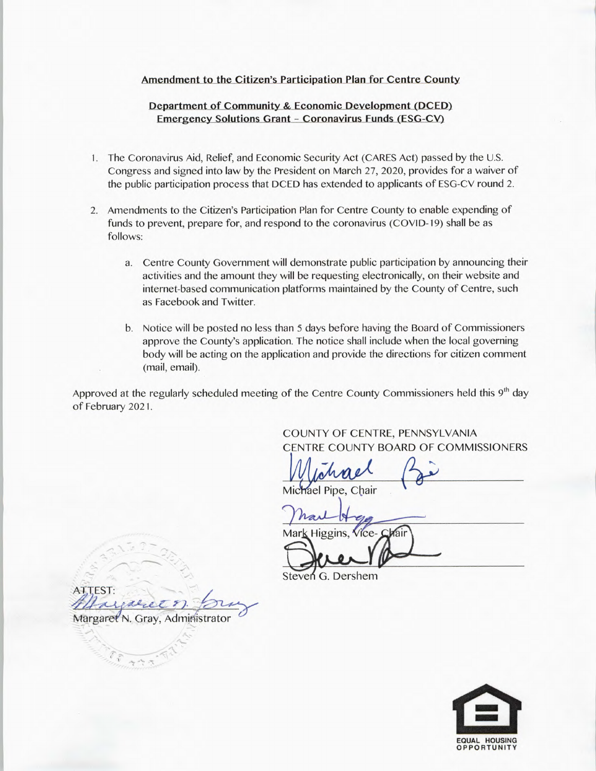**Amendment to the Citizen's Participation Plan for Centre County**

**Department of Community & Economic Development (DCED)**
**Emergency Solutions Grant – Coronavirus Funds (ESG-CV)**

1. The Coronavirus Aid, Relief, and Economic Security Act (CARES Act) passed by the U.S. Congress and signed into law by the President on March 27, 2020, provides for a waiver of the public participation process that DCED has extended to applicants of ESG-CV round 2.

2. Amendments to the Citizen's Participation Plan for Centre County to enable expending of funds to prevent, prepare for, and respond to the coronavirus (COVID-19) shall be as follows:

   a. Centre County Government will demonstrate public participation by announcing their activities and the amount they will be requesting electronically, on their website and internet-based communication platforms maintained by the County of Centre, such as Facebook and Twitter.

   b. Notice will be posted no less than 5 days before having the Board of Commissioners approve the County's application. The notice shall include when the local governing body will be acting on the application and provide the directions for citizen comment (mail, email).

Approved at the regularly scheduled meeting of the Centre County Commissioners held this 9th day of February 2021.

COUNTY OF CENTRE, PENNSYLVANIA
CENTRE COUNTY BOARD OF COMMISSIONERS

Michael Pipe, Chair

Mark Higgins, Vice-Chair

Steven G. Dershem

ATTEST:
Margaret N. Gray, Administrator

EQUAL HOUSING OPPORTUNITY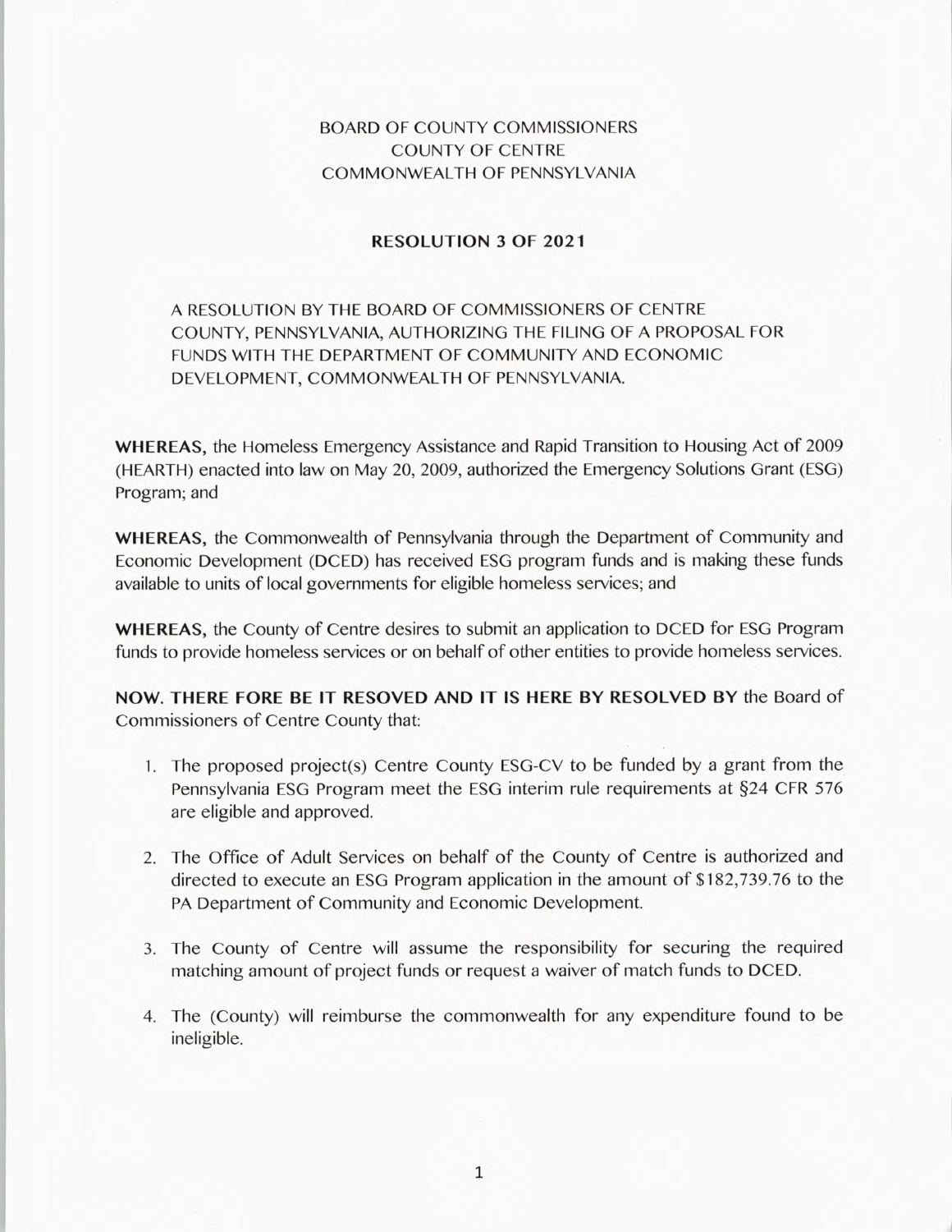BOARD OF COUNTY COMMISSIONERS
COUNTY OF CENTRE
COMMONWEALTH OF PENNSYLVANIA

## RESOLUTION 3 OF 2021

A RESOLUTION BY THE BOARD OF COMMISSIONERS OF CENTRE COUNTY, PENNSYLVANIA, AUTHORIZING THE FILING OF A PROPOSAL FOR FUNDS WITH THE DEPARTMENT OF COMMUNITY AND ECONOMIC DEVELOPMENT, COMMONWEALTH OF PENNSYLVANIA.

**WHEREAS,** the Homeless Emergency Assistance and Rapid Transition to Housing Act of 2009 (HEARTH) enacted into law on May 20, 2009, authorized the Emergency Solutions Grant (ESG) Program; and

**WHEREAS,** the Commonwealth of Pennsylvania through the Department of Community and Economic Development (DCED) has received ESG program funds and is making these funds available to units of local governments for eligible homeless services; and

**WHEREAS,** the County of Centre desires to submit an application to DCED for ESG Program funds to provide homeless services or on behalf of other entities to provide homeless services.

**NOW. THERE FORE BE IT RESOVED AND IT IS HERE BY RESOLVED BY** the Board of Commissioners of Centre County that:

1. The proposed project(s) Centre County ESG-CV to be funded by a grant from the Pennsylvania ESG Program meet the ESG interim rule requirements at §24 CFR 576 are eligible and approved.
2. The Office of Adult Services on behalf of the County of Centre is authorized and directed to execute an ESG Program application in the amount of $182,739.76 to the PA Department of Community and Economic Development.
3. The County of Centre will assume the responsibility for securing the required matching amount of project funds or request a waiver of match funds to DCED.
4. The (County) will reimburse the commonwealth for any expenditure found to be ineligible.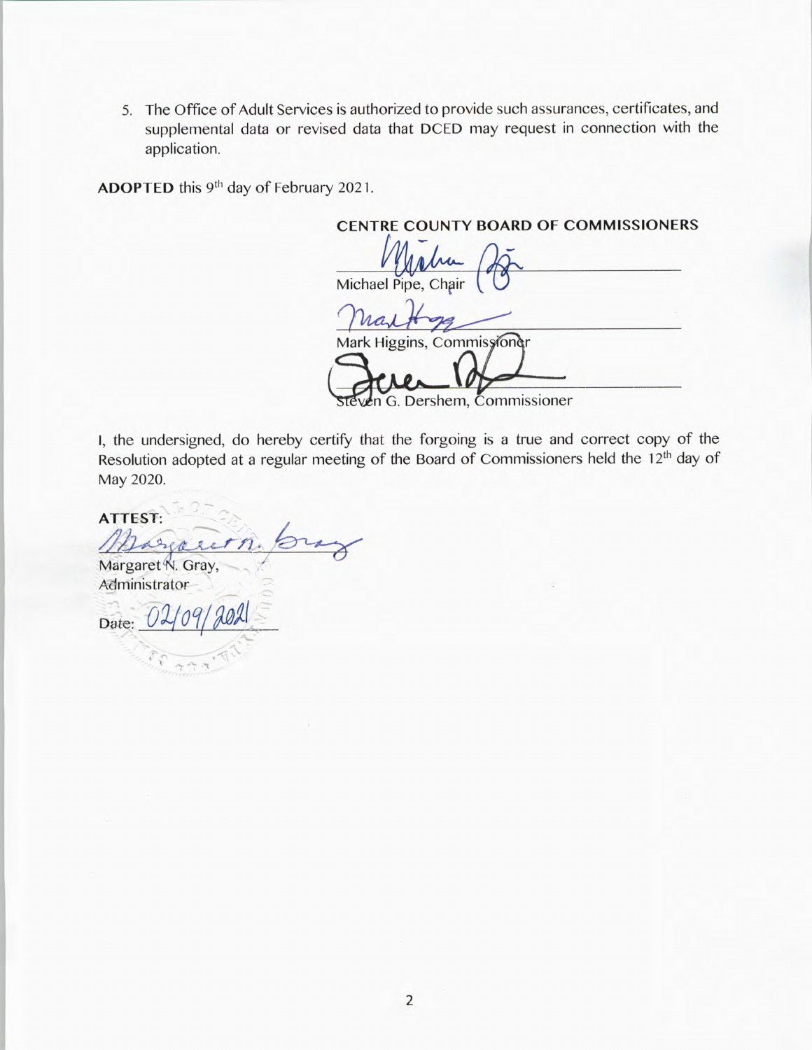5. The Office of Adult Services is authorized to provide such assurances, certificates, and supplemental data or revised data that DCED may request in connection with the application.

**ADOPTED** this 9th day of February 2021.

**CENTRE COUNTY BOARD OF COMMISSIONERS**

Michael Pipe, Chair

Mark Higgins, Commissioner

Steven G. Dershem, Commissioner

I, the undersigned, do hereby certify that the forgoing is a true and correct copy of the Resolution adopted at a regular meeting of the Board of Commissioners held the 12th day of May 2020.

**ATTEST:**

Margaret N. Gray,
Administrator

Date: 02/09/2021